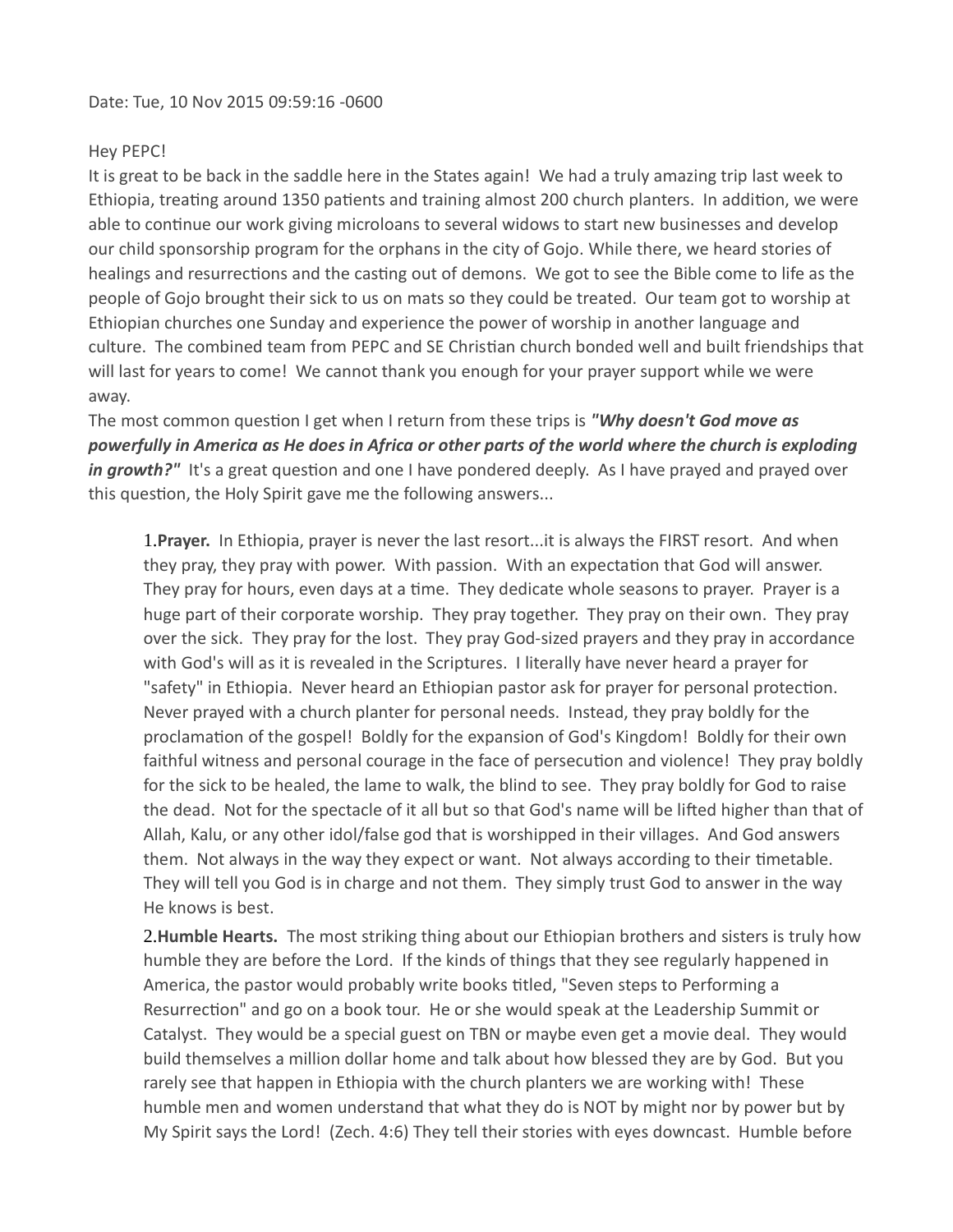Date: Tue, 10 Nov 2015 09:59:16 -0600

Hey PEPC!

It is great to be back in the saddle here in the States again! We had a truly amazing trip last week to Ethiopia, treating around 1350 patients and training almost 200 church planters. In addition, we were able to continue our work giving microloans to several widows to start new businesses and develop our child sponsorship program for the orphans in the city of Gojo. While there, we heard stories of healings and resurrections and the casting out of demons. We got to see the Bible come to life as the people of Gojo brought their sick to us on mats so they could be treated. Our team got to worship at Ethiopian churches one Sunday and experience the power of worship in another language and culture. The combined team from PEPC and SE Christian church bonded well and built friendships that will last for years to come! We cannot thank you enough for your prayer support while we were away.

The most common question I get when I return from these trips is ***"Why doesn't God move as powerfully in America as He does in Africa or other parts of the world where the church is exploding in growth?"*** It's a great question and one I have pondered deeply. As I have prayed and prayed over this question, the Holy Spirit gave me the following answers...

1. **Prayer.** In Ethiopia, prayer is never the last resort...it is always the FIRST resort. And when they pray, they pray with power. With passion. With an expectation that God will answer. They pray for hours, even days at a time. They dedicate whole seasons to prayer. Prayer is a huge part of their corporate worship. They pray together. They pray on their own. They pray over the sick. They pray for the lost. They pray God-sized prayers and they pray in accordance with God's will as it is revealed in the Scriptures. I literally have never heard a prayer for "safety" in Ethiopia. Never heard an Ethiopian pastor ask for prayer for personal protection. Never prayed with a church planter for personal needs. Instead, they pray boldly for the proclamation of the gospel! Boldly for the expansion of God's Kingdom! Boldly for their own faithful witness and personal courage in the face of persecution and violence! They pray boldly for the sick to be healed, the lame to walk, the blind to see. They pray boldly for God to raise the dead. Not for the spectacle of it all but so that God's name will be lifted higher than that of Allah, Kalu, or any other idol/false god that is worshipped in their villages. And God answers them. Not always in the way they expect or want. Not always according to their timetable. They will tell you God is in charge and not them. They simply trust God to answer in the way He knows is best.

2. **Humble Hearts.** The most striking thing about our Ethiopian brothers and sisters is truly how humble they are before the Lord. If the kinds of things that they see regularly happened in America, the pastor would probably write books titled, "Seven steps to Performing a Resurrection" and go on a book tour. He or she would speak at the Leadership Summit or Catalyst. They would be a special guest on TBN or maybe even get a movie deal. They would build themselves a million dollar home and talk about how blessed they are by God. But you rarely see that happen in Ethiopia with the church planters we are working with! These humble men and women understand that what they do is NOT by might nor by power but by My Spirit says the Lord! (Zech. 4:6) They tell their stories with eyes downcast. Humble before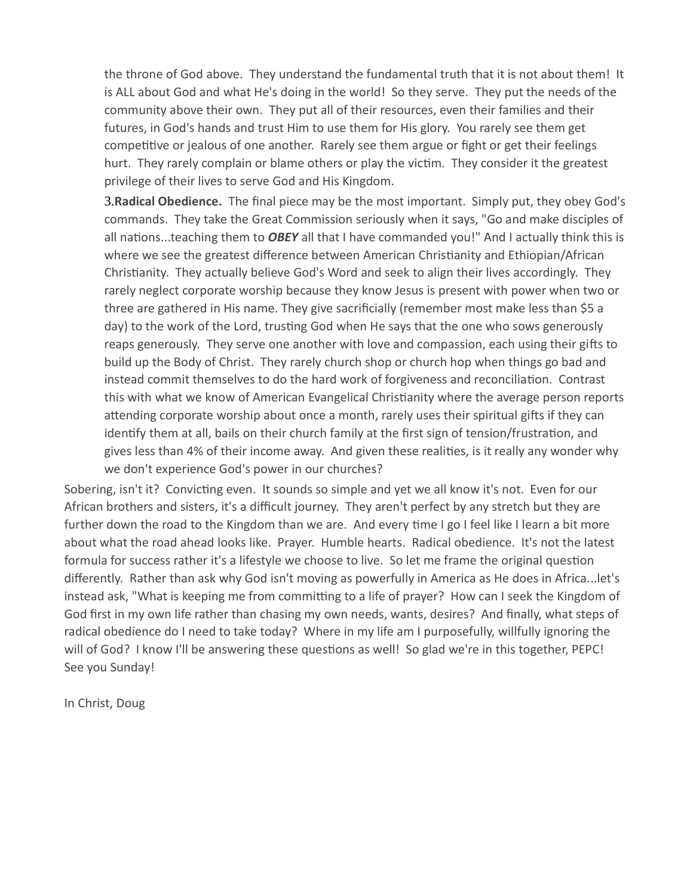the throne of God above. They understand the fundamental truth that it is not about them! It is ALL about God and what He's doing in the world! So they serve. They put the needs of the community above their own. They put all of their resources, even their families and their futures, in God's hands and trust Him to use them for His glory. You rarely see them get competitive or jealous of one another. Rarely see them argue or fight or get their feelings hurt. They rarely complain or blame others or play the victim. They consider it the greatest privilege of their lives to serve God and His Kingdom.

3. **Radical Obedience.** The final piece may be the most important. Simply put, they obey God's commands. They take the Great Commission seriously when it says, "Go and make disciples of all nations...teaching them to ***OBEY*** all that I have commanded you!" And I actually think this is where we see the greatest difference between American Christianity and Ethiopian/African Christianity. They actually believe God's Word and seek to align their lives accordingly. They rarely neglect corporate worship because they know Jesus is present with power when two or three are gathered in His name. They give sacrificially (remember most make less than $5 a day) to the work of the Lord, trusting God when He says that the one who sows generously reaps generously. They serve one another with love and compassion, each using their gifts to build up the Body of Christ. They rarely church shop or church hop when things go bad and instead commit themselves to do the hard work of forgiveness and reconciliation. Contrast this with what we know of American Evangelical Christianity where the average person reports attending corporate worship about once a month, rarely uses their spiritual gifts if they can identify them at all, bails on their church family at the first sign of tension/frustration, and gives less than 4% of their income away. And given these realities, is it really any wonder why we don't experience God's power in our churches?

Sobering, isn't it? Convicting even. It sounds so simple and yet we all know it's not. Even for our African brothers and sisters, it's a difficult journey. They aren't perfect by any stretch but they are further down the road to the Kingdom than we are. And every time I go I feel like I learn a bit more about what the road ahead looks like. Prayer. Humble hearts. Radical obedience. It's not the latest formula for success rather it's a lifestyle we choose to live. So let me frame the original question differently. Rather than ask why God isn't moving as powerfully in America as He does in Africa...let's instead ask, "What is keeping me from committing to a life of prayer? How can I seek the Kingdom of God first in my own life rather than chasing my own needs, wants, desires? And finally, what steps of radical obedience do I need to take today? Where in my life am I purposefully, willfully ignoring the will of God? I know I'll be answering these questions as well! So glad we're in this together, PEPC! See you Sunday!

In Christ, Doug